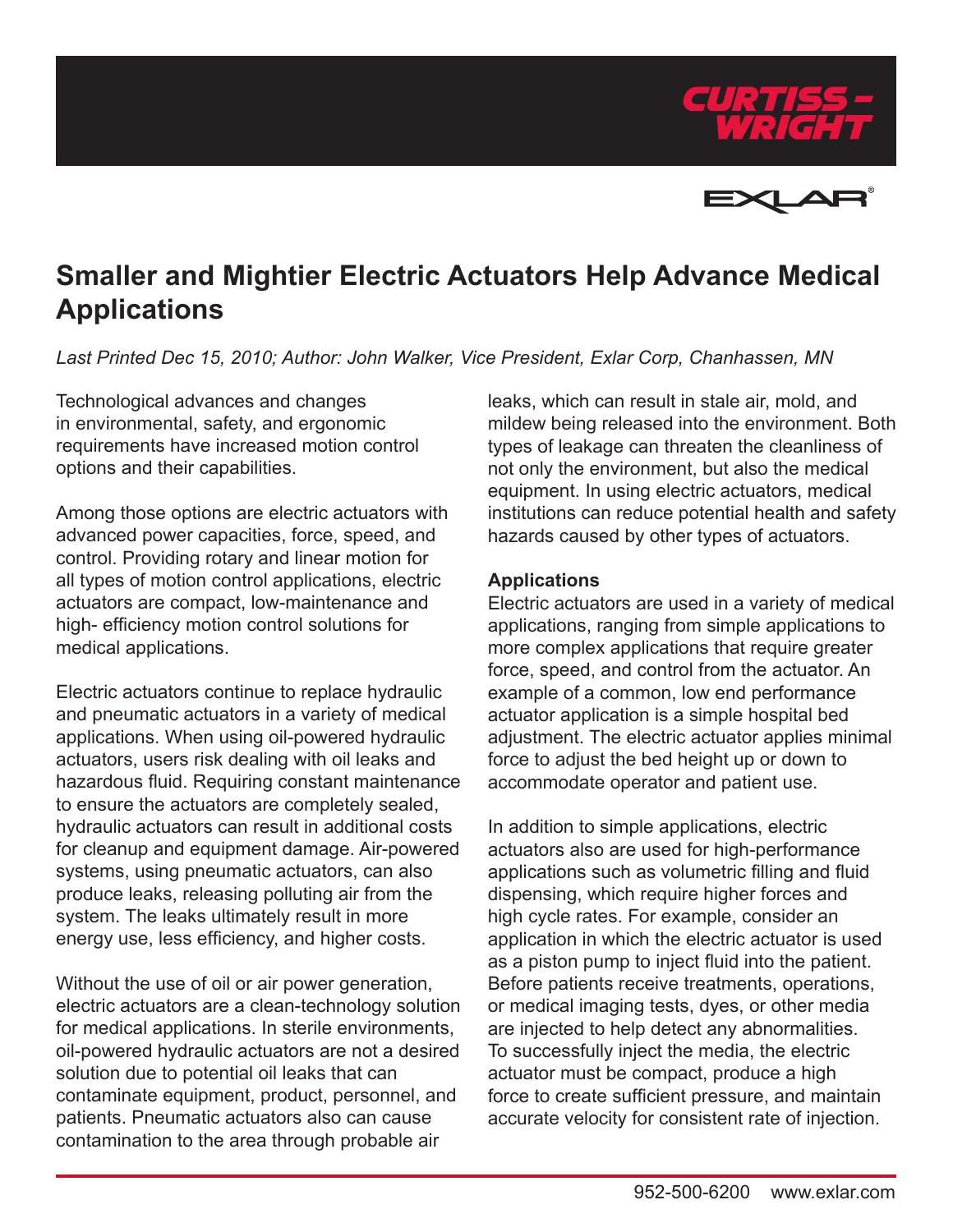# Smaller and Mightier Electric Actuators Help Advance Medical Applications

*Last Printed Dec 15, 2010; Author: John Walker, Vice President, Exlar Corp, Chanhassen, MN*

Technological advances and changes in environmental, safety, and ergonomic requirements have increased motion control options and their capabilities.

Among those options are electric actuators with advanced power capacities, force, speed, and control. Providing rotary and linear motion for all types of motion control applications, electric actuators are compact, low-maintenance and high- efficiency motion control solutions for medical applications.

Electric actuators continue to replace hydraulic and pneumatic actuators in a variety of medical applications. When using oil-powered hydraulic actuators, users risk dealing with oil leaks and hazardous fluid. Requiring constant maintenance to ensure the actuators are completely sealed, hydraulic actuators can result in additional costs for cleanup and equipment damage. Air-powered systems, using pneumatic actuators, can also produce leaks, releasing polluting air from the system. The leaks ultimately result in more energy use, less efficiency, and higher costs.

Without the use of oil or air power generation, electric actuators are a clean-technology solution for medical applications. In sterile environments, oil-powered hydraulic actuators are not a desired solution due to potential oil leaks that can contaminate equipment, product, personnel, and patients. Pneumatic actuators also can cause contamination to the area through probable air leaks, which can result in stale air, mold, and mildew being released into the environment. Both types of leakage can threaten the cleanliness of not only the environment, but also the medical equipment. In using electric actuators, medical institutions can reduce potential health and safety hazards caused by other types of actuators.

**Applications**

Electric actuators are used in a variety of medical applications, ranging from simple applications to more complex applications that require greater force, speed, and control from the actuator. An example of a common, low end performance actuator application is a simple hospital bed adjustment. The electric actuator applies minimal force to adjust the bed height up or down to accommodate operator and patient use.

In addition to simple applications, electric actuators also are used for high-performance applications such as volumetric filling and fluid dispensing, which require higher forces and high cycle rates. For example, consider an application in which the electric actuator is used as a piston pump to inject fluid into the patient. Before patients receive treatments, operations, or medical imaging tests, dyes, or other media are injected to help detect any abnormalities. To successfully inject the media, the electric actuator must be compact, produce a high force to create sufficient pressure, and maintain accurate velocity for consistent rate of injection.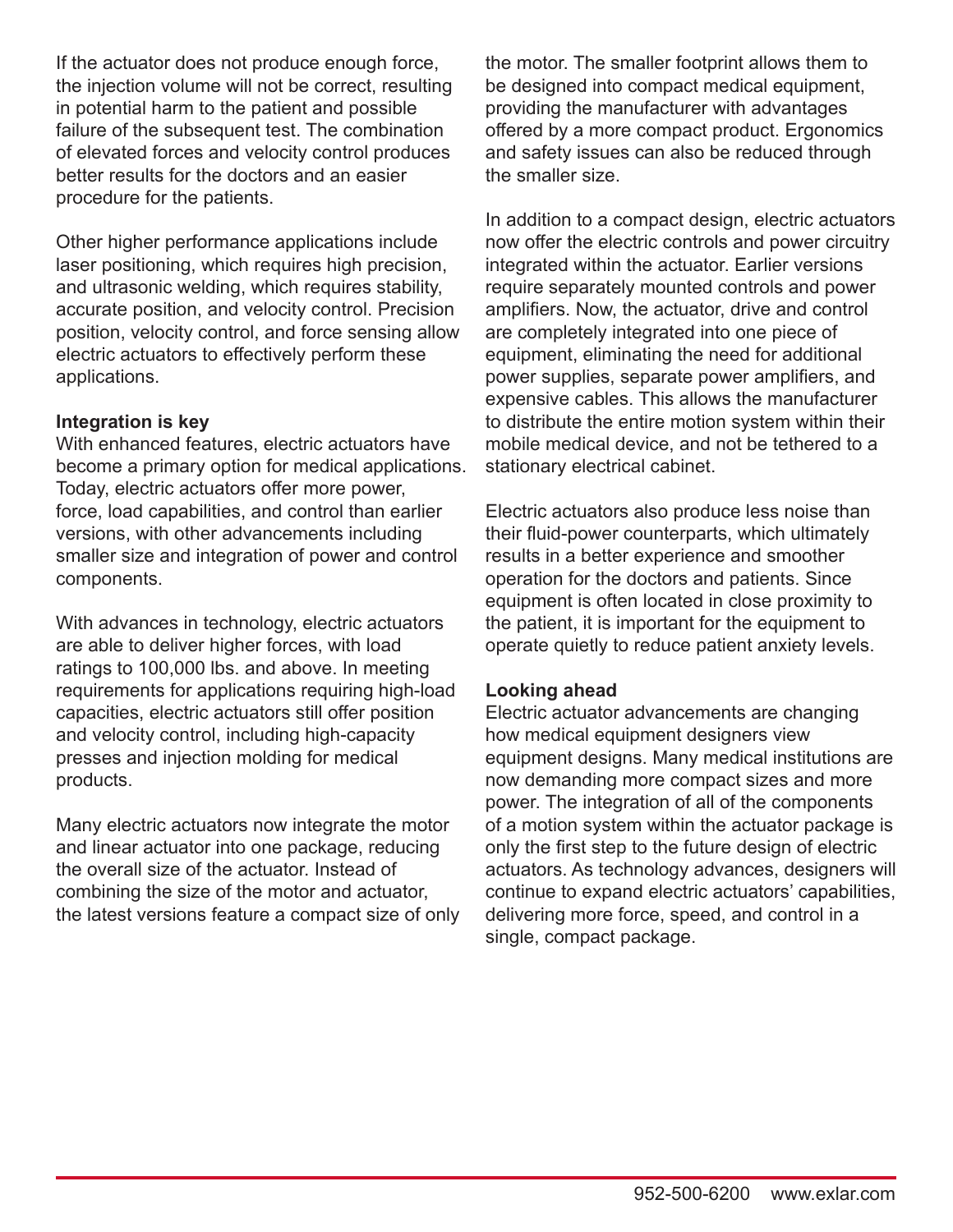If the actuator does not produce enough force, the injection volume will not be correct, resulting in potential harm to the patient and possible failure of the subsequent test. The combination of elevated forces and velocity control produces better results for the doctors and an easier procedure for the patients.

Other higher performance applications include laser positioning, which requires high precision, and ultrasonic welding, which requires stability, accurate position, and velocity control. Precision position, velocity control, and force sensing allow electric actuators to effectively perform these applications.

**Integration is key**

With enhanced features, electric actuators have become a primary option for medical applications. Today, electric actuators offer more power, force, load capabilities, and control than earlier versions, with other advancements including smaller size and integration of power and control components.

With advances in technology, electric actuators are able to deliver higher forces, with load ratings to 100,000 lbs. and above. In meeting requirements for applications requiring high-load capacities, electric actuators still offer position and velocity control, including high-capacity presses and injection molding for medical products.

Many electric actuators now integrate the motor and linear actuator into one package, reducing the overall size of the actuator. Instead of combining the size of the motor and actuator, the latest versions feature a compact size of only the motor. The smaller footprint allows them to be designed into compact medical equipment, providing the manufacturer with advantages offered by a more compact product. Ergonomics and safety issues can also be reduced through the smaller size.

In addition to a compact design, electric actuators now offer the electric controls and power circuitry integrated within the actuator. Earlier versions require separately mounted controls and power amplifiers. Now, the actuator, drive and control are completely integrated into one piece of equipment, eliminating the need for additional power supplies, separate power amplifiers, and expensive cables. This allows the manufacturer to distribute the entire motion system within their mobile medical device, and not be tethered to a stationary electrical cabinet.

Electric actuators also produce less noise than their fluid-power counterparts, which ultimately results in a better experience and smoother operation for the doctors and patients. Since equipment is often located in close proximity to the patient, it is important for the equipment to operate quietly to reduce patient anxiety levels.

**Looking ahead**

Electric actuator advancements are changing how medical equipment designers view equipment designs. Many medical institutions are now demanding more compact sizes and more power. The integration of all of the components of a motion system within the actuator package is only the first step to the future design of electric actuators. As technology advances, designers will continue to expand electric actuators' capabilities, delivering more force, speed, and control in a single, compact package.